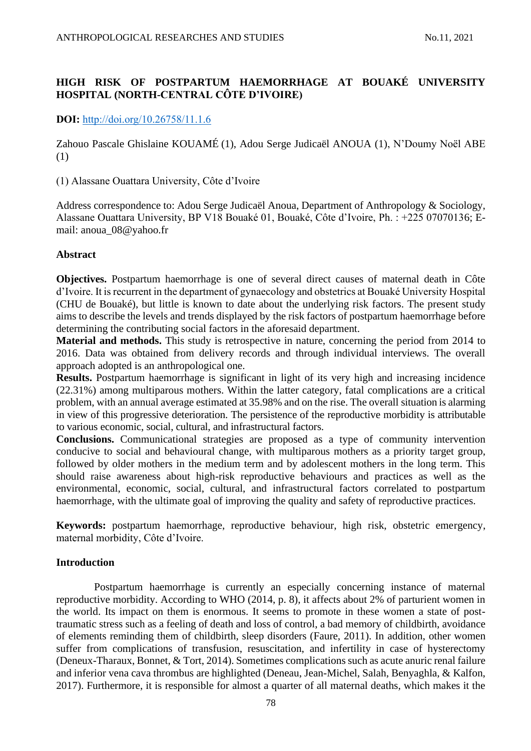# HIGH RISK OF POSTPARTUM HAEMORRHAGE AT BOUAKÉ UNIVERSITY HOSPITAL (NORTH-CENTRAL CÔTE D'IVOIRE)

**DOI:** http://doi.org/10.26758/11.1.6

Zahouo Pascale Ghislaine KOUAMÉ (1), Adou Serge Judicaël ANOUA (1), N'Doumy Noël ABE (1)

(1) Alassane Ouattara University, Côte d'Ivoire

Address correspondence to: Adou Serge Judicaël Anoua, Department of Anthropology & Sociology, Alassane Ouattara University, BP V18 Bouaké 01, Bouaké, Côte d'Ivoire, Ph. : +225 07070136; E-mail: anoua_08@yahoo.fr

## Abstract

**Objectives.** Postpartum haemorrhage is one of several direct causes of maternal death in Côte d'Ivoire. It is recurrent in the department of gynaecology and obstetrics at Bouaké University Hospital (CHU de Bouaké), but little is known to date about the underlying risk factors. The present study aims to describe the levels and trends displayed by the risk factors of postpartum haemorrhage before determining the contributing social factors in the aforesaid department.

**Material and methods.** This study is retrospective in nature, concerning the period from 2014 to 2016. Data was obtained from delivery records and through individual interviews. The overall approach adopted is an anthropological one.

**Results.** Postpartum haemorrhage is significant in light of its very high and increasing incidence (22.31%) among multiparous mothers. Within the latter category, fatal complications are a critical problem, with an annual average estimated at 35.98% and on the rise. The overall situation is alarming in view of this progressive deterioration. The persistence of the reproductive morbidity is attributable to various economic, social, cultural, and infrastructural factors.

**Conclusions.** Communicational strategies are proposed as a type of community intervention conducive to social and behavioural change, with multiparous mothers as a priority target group, followed by older mothers in the medium term and by adolescent mothers in the long term. This should raise awareness about high-risk reproductive behaviours and practices as well as the environmental, economic, social, cultural, and infrastructural factors correlated to postpartum haemorrhage, with the ultimate goal of improving the quality and safety of reproductive practices.

**Keywords:** postpartum haemorrhage, reproductive behaviour, high risk, obstetric emergency, maternal morbidity, Côte d'Ivoire.

## Introduction

Postpartum haemorrhage is currently an especially concerning instance of maternal reproductive morbidity. According to WHO (2014, p. 8), it affects about 2% of parturient women in the world. Its impact on them is enormous. It seems to promote in these women a state of post-traumatic stress such as a feeling of death and loss of control, a bad memory of childbirth, avoidance of elements reminding them of childbirth, sleep disorders (Faure, 2011). In addition, other women suffer from complications of transfusion, resuscitation, and infertility in case of hysterectomy (Deneux-Tharaux, Bonnet, & Tort, 2014). Sometimes complications such as acute anuric renal failure and inferior vena cava thrombus are highlighted (Deneau, Jean-Michel, Salah, Benyaghla, & Kalfon, 2017). Furthermore, it is responsible for almost a quarter of all maternal deaths, which makes it the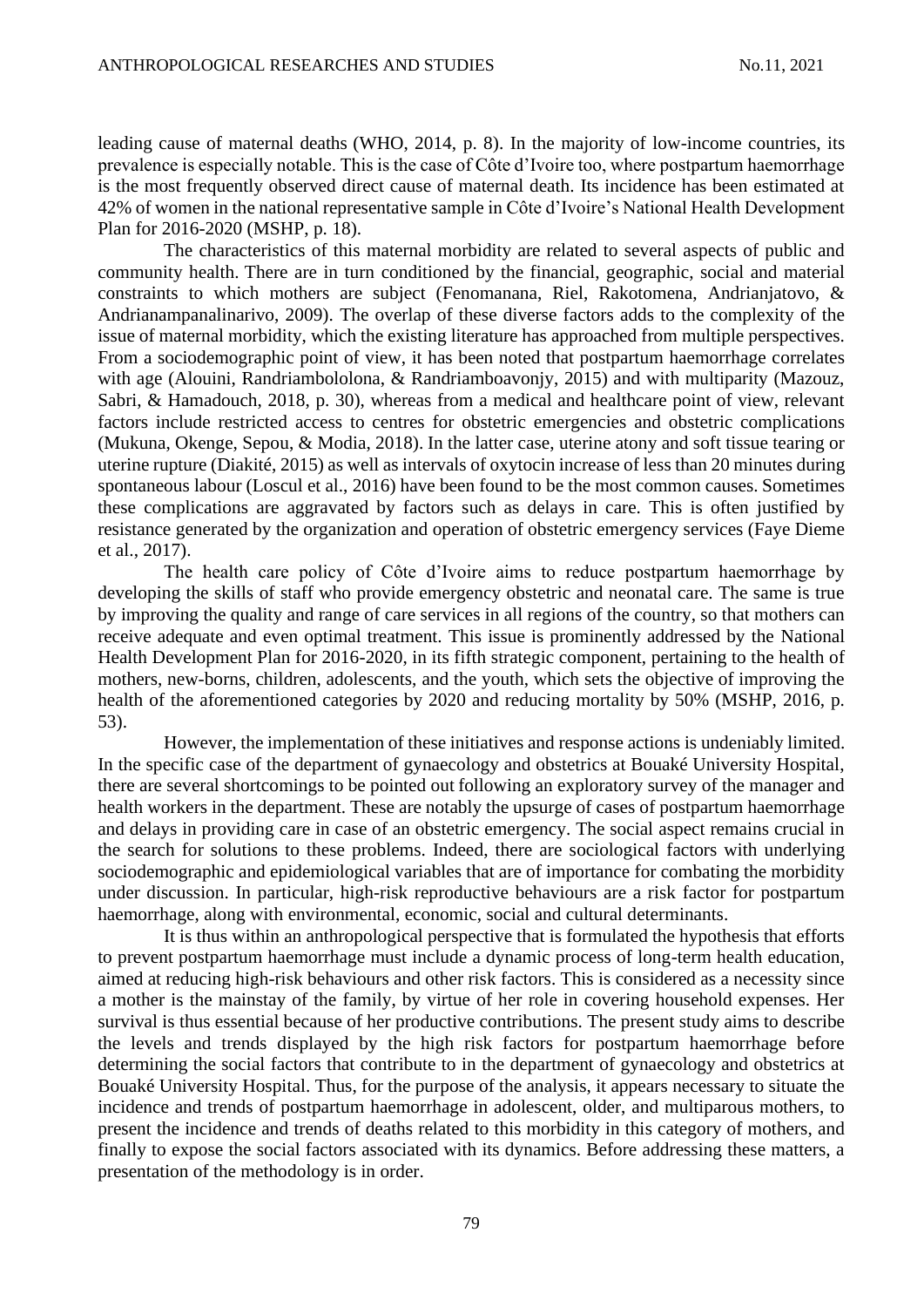leading cause of maternal deaths (WHO, 2014, p. 8). In the majority of low-income countries, its prevalence is especially notable. This is the case of Côte d'Ivoire too, where postpartum haemorrhage is the most frequently observed direct cause of maternal death. Its incidence has been estimated at 42% of women in the national representative sample in Côte d'Ivoire's National Health Development Plan for 2016-2020 (MSHP, p. 18).

The characteristics of this maternal morbidity are related to several aspects of public and community health. There are in turn conditioned by the financial, geographic, social and material constraints to which mothers are subject (Fenomanana, Riel, Rakotomena, Andrianjatovo, & Andrianampanalinarivo, 2009). The overlap of these diverse factors adds to the complexity of the issue of maternal morbidity, which the existing literature has approached from multiple perspectives. From a sociodemographic point of view, it has been noted that postpartum haemorrhage correlates with age (Alouini, Randriambololona, & Randriamboavonjy, 2015) and with multiparity (Mazouz, Sabri, & Hamadouch, 2018, p. 30), whereas from a medical and healthcare point of view, relevant factors include restricted access to centres for obstetric emergencies and obstetric complications (Mukuna, Okenge, Sepou, & Modia, 2018). In the latter case, uterine atony and soft tissue tearing or uterine rupture (Diakité, 2015) as well as intervals of oxytocin increase of less than 20 minutes during spontaneous labour (Loscul et al., 2016) have been found to be the most common causes. Sometimes these complications are aggravated by factors such as delays in care. This is often justified by resistance generated by the organization and operation of obstetric emergency services (Faye Dieme et al., 2017).

The health care policy of Côte d'Ivoire aims to reduce postpartum haemorrhage by developing the skills of staff who provide emergency obstetric and neonatal care. The same is true by improving the quality and range of care services in all regions of the country, so that mothers can receive adequate and even optimal treatment. This issue is prominently addressed by the National Health Development Plan for 2016-2020, in its fifth strategic component, pertaining to the health of mothers, new-borns, children, adolescents, and the youth, which sets the objective of improving the health of the aforementioned categories by 2020 and reducing mortality by 50% (MSHP, 2016, p. 53).

However, the implementation of these initiatives and response actions is undeniably limited. In the specific case of the department of gynaecology and obstetrics at Bouaké University Hospital, there are several shortcomings to be pointed out following an exploratory survey of the manager and health workers in the department. These are notably the upsurge of cases of postpartum haemorrhage and delays in providing care in case of an obstetric emergency. The social aspect remains crucial in the search for solutions to these problems. Indeed, there are sociological factors with underlying sociodemographic and epidemiological variables that are of importance for combating the morbidity under discussion. In particular, high-risk reproductive behaviours are a risk factor for postpartum haemorrhage, along with environmental, economic, social and cultural determinants.

It is thus within an anthropological perspective that is formulated the hypothesis that efforts to prevent postpartum haemorrhage must include a dynamic process of long-term health education, aimed at reducing high-risk behaviours and other risk factors. This is considered as a necessity since a mother is the mainstay of the family, by virtue of her role in covering household expenses. Her survival is thus essential because of her productive contributions. The present study aims to describe the levels and trends displayed by the high risk factors for postpartum haemorrhage before determining the social factors that contribute to in the department of gynaecology and obstetrics at Bouaké University Hospital. Thus, for the purpose of the analysis, it appears necessary to situate the incidence and trends of postpartum haemorrhage in adolescent, older, and multiparous mothers, to present the incidence and trends of deaths related to this morbidity in this category of mothers, and finally to expose the social factors associated with its dynamics. Before addressing these matters, a presentation of the methodology is in order.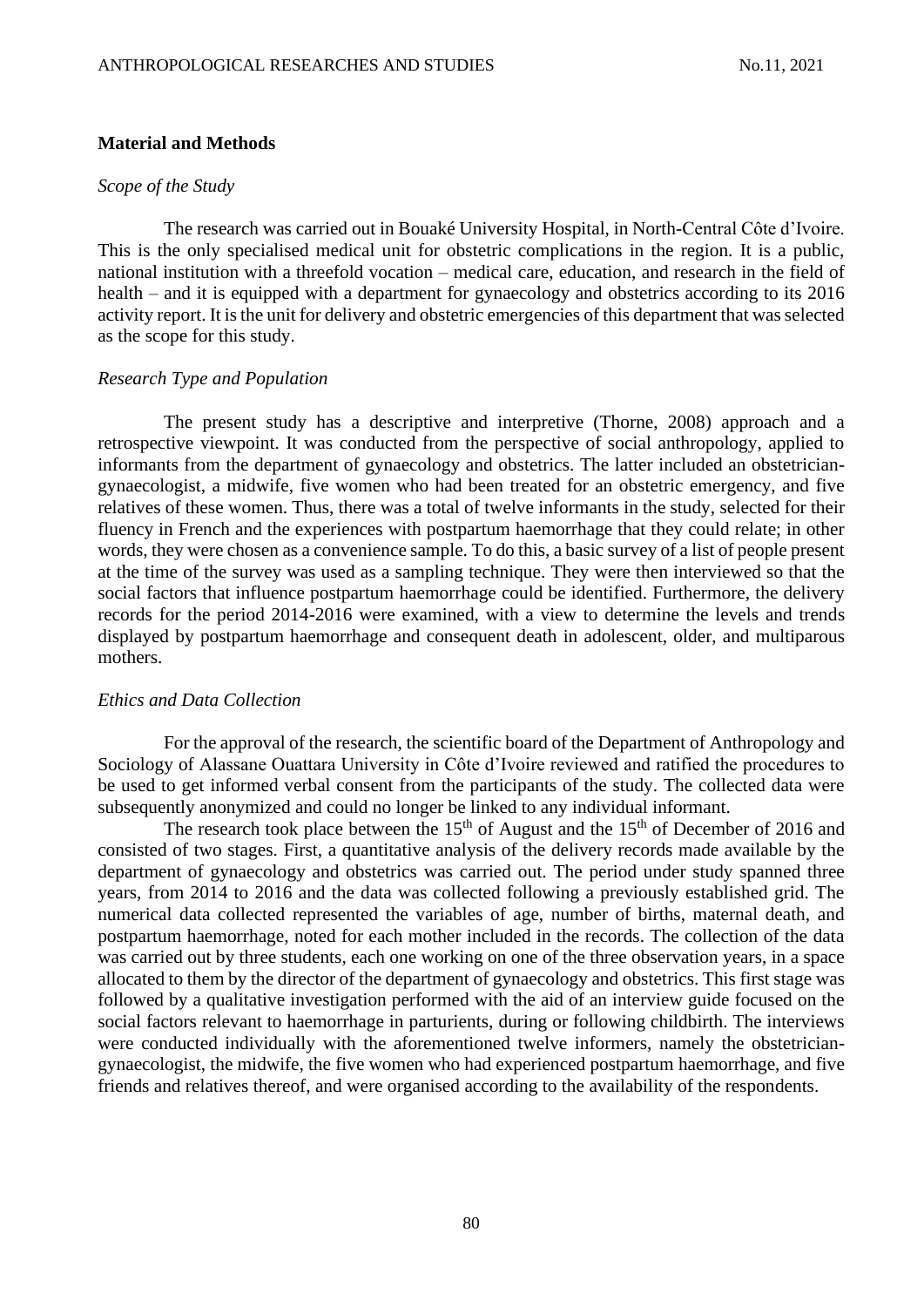## Material and Methods

### *Scope of the Study*

The research was carried out in Bouaké University Hospital, in North-Central Côte d'Ivoire. This is the only specialised medical unit for obstetric complications in the region. It is a public, national institution with a threefold vocation – medical care, education, and research in the field of health – and it is equipped with a department for gynaecology and obstetrics according to its 2016 activity report. It is the unit for delivery and obstetric emergencies of this department that was selected as the scope for this study.

### *Research Type and Population*

The present study has a descriptive and interpretive (Thorne, 2008) approach and a retrospective viewpoint. It was conducted from the perspective of social anthropology, applied to informants from the department of gynaecology and obstetrics. The latter included an obstetrician-gynaecologist, a midwife, five women who had been treated for an obstetric emergency, and five relatives of these women. Thus, there was a total of twelve informants in the study, selected for their fluency in French and the experiences with postpartum haemorrhage that they could relate; in other words, they were chosen as a convenience sample. To do this, a basic survey of a list of people present at the time of the survey was used as a sampling technique. They were then interviewed so that the social factors that influence postpartum haemorrhage could be identified. Furthermore, the delivery records for the period 2014-2016 were examined, with a view to determine the levels and trends displayed by postpartum haemorrhage and consequent death in adolescent, older, and multiparous mothers.

### *Ethics and Data Collection*

For the approval of the research, the scientific board of the Department of Anthropology and Sociology of Alassane Ouattara University in Côte d'Ivoire reviewed and ratified the procedures to be used to get informed verbal consent from the participants of the study. The collected data were subsequently anonymized and could no longer be linked to any individual informant.

The research took place between the 15th of August and the 15th of December of 2016 and consisted of two stages. First, a quantitative analysis of the delivery records made available by the department of gynaecology and obstetrics was carried out. The period under study spanned three years, from 2014 to 2016 and the data was collected following a previously established grid. The numerical data collected represented the variables of age, number of births, maternal death, and postpartum haemorrhage, noted for each mother included in the records. The collection of the data was carried out by three students, each one working on one of the three observation years, in a space allocated to them by the director of the department of gynaecology and obstetrics. This first stage was followed by a qualitative investigation performed with the aid of an interview guide focused on the social factors relevant to haemorrhage in parturients, during or following childbirth. The interviews were conducted individually with the aforementioned twelve informers, namely the obstetrician-gynaecologist, the midwife, the five women who had experienced postpartum haemorrhage, and five friends and relatives thereof, and were organised according to the availability of the respondents.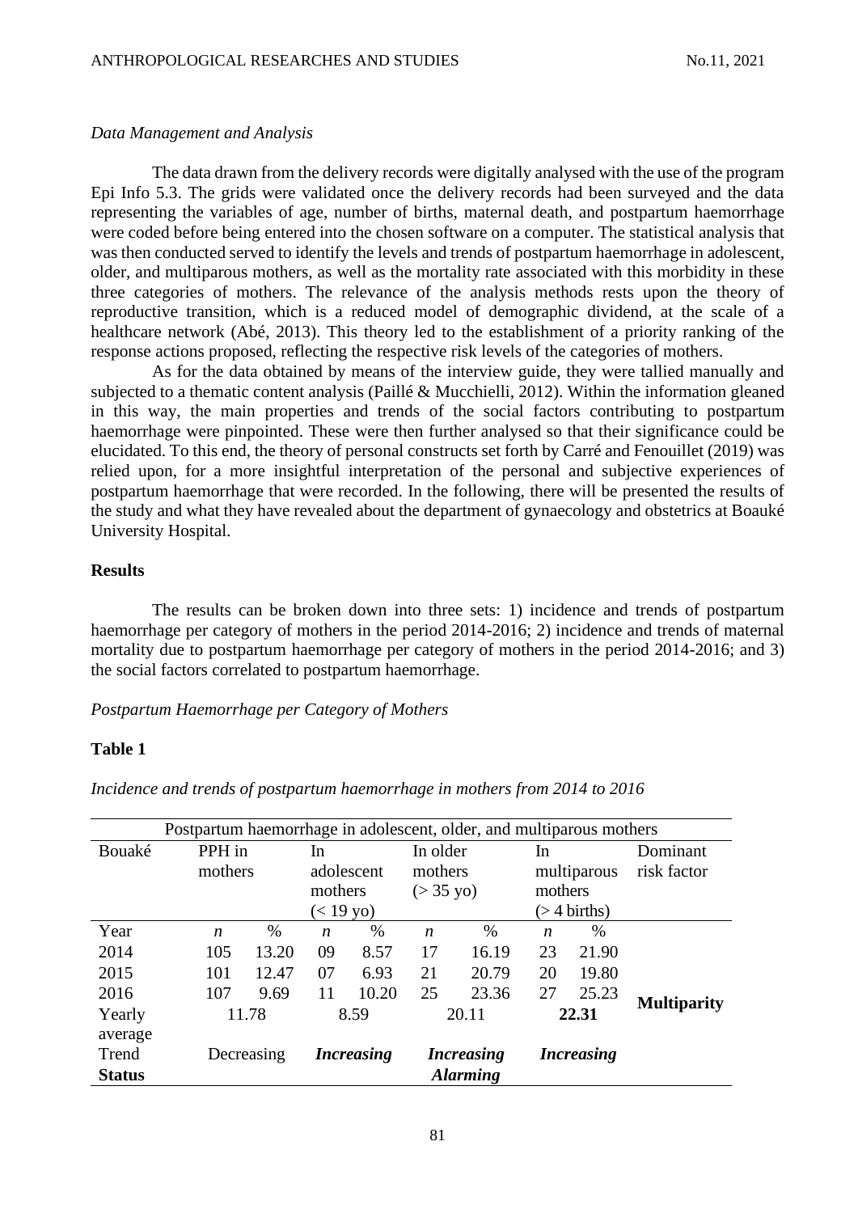*Data Management and Analysis*

The data drawn from the delivery records were digitally analysed with the use of the program Epi Info 5.3. The grids were validated once the delivery records had been surveyed and the data representing the variables of age, number of births, maternal death, and postpartum haemorrhage were coded before being entered into the chosen software on a computer. The statistical analysis that was then conducted served to identify the levels and trends of postpartum haemorrhage in adolescent, older, and multiparous mothers, as well as the mortality rate associated with this morbidity in these three categories of mothers. The relevance of the analysis methods rests upon the theory of reproductive transition, which is a reduced model of demographic dividend, at the scale of a healthcare network (Abé, 2013). This theory led to the establishment of a priority ranking of the response actions proposed, reflecting the respective risk levels of the categories of mothers.

As for the data obtained by means of the interview guide, they were tallied manually and subjected to a thematic content analysis (Paillé & Mucchielli, 2012). Within the information gleaned in this way, the main properties and trends of the social factors contributing to postpartum haemorrhage were pinpointed. These were then further analysed so that their significance could be elucidated. To this end, the theory of personal constructs set forth by Carré and Fenouillet (2019) was relied upon, for a more insightful interpretation of the personal and subjective experiences of postpartum haemorrhage that were recorded. In the following, there will be presented the results of the study and what they have revealed about the department of gynaecology and obstetrics at Boauké University Hospital.

## Results

The results can be broken down into three sets: 1) incidence and trends of postpartum haemorrhage per category of mothers in the period 2014-2016; 2) incidence and trends of maternal mortality due to postpartum haemorrhage per category of mothers in the period 2014-2016; and 3) the social factors correlated to postpartum haemorrhage.

*Postpartum Haemorrhage per Category of Mothers*

**Table 1**

*Incidence and trends of postpartum haemorrhage in mothers from 2014 to 2016*

| Postpartum haemorrhage in adolescent, older, and multiparous mothers | | | | | | | | | |
|---|---|---|---|---|---|---|---|---|---|
| Bouaké | PPH in mothers | | In adolescent mothers (< 19 yo) | | In older mothers (> 35 yo) | | In multiparous mothers (> 4 births) | | Dominant risk factor |
| Year | *n* | % | *n* | % | *n* | % | *n* | % | |
| 2014 | 105 | 13.20 | 09 | 8.57 | 17 | 16.19 | 23 | 21.90 | |
| 2015 | 101 | 12.47 | 07 | 6.93 | 21 | 20.79 | 20 | 19.80 | |
| 2016 | 107 | 9.69 | 11 | 10.20 | 25 | 23.36 | 27 | 25.23 | **Multiparity** |
| Yearly average | 11.78 | | 8.59 | | 20.11 | | **22.31** | | |
| Trend | Decreasing | | ***Increasing*** | | ***Increasing*** | | ***Increasing*** | | |
| **Status** | | | | | ***Alarming*** | | | | |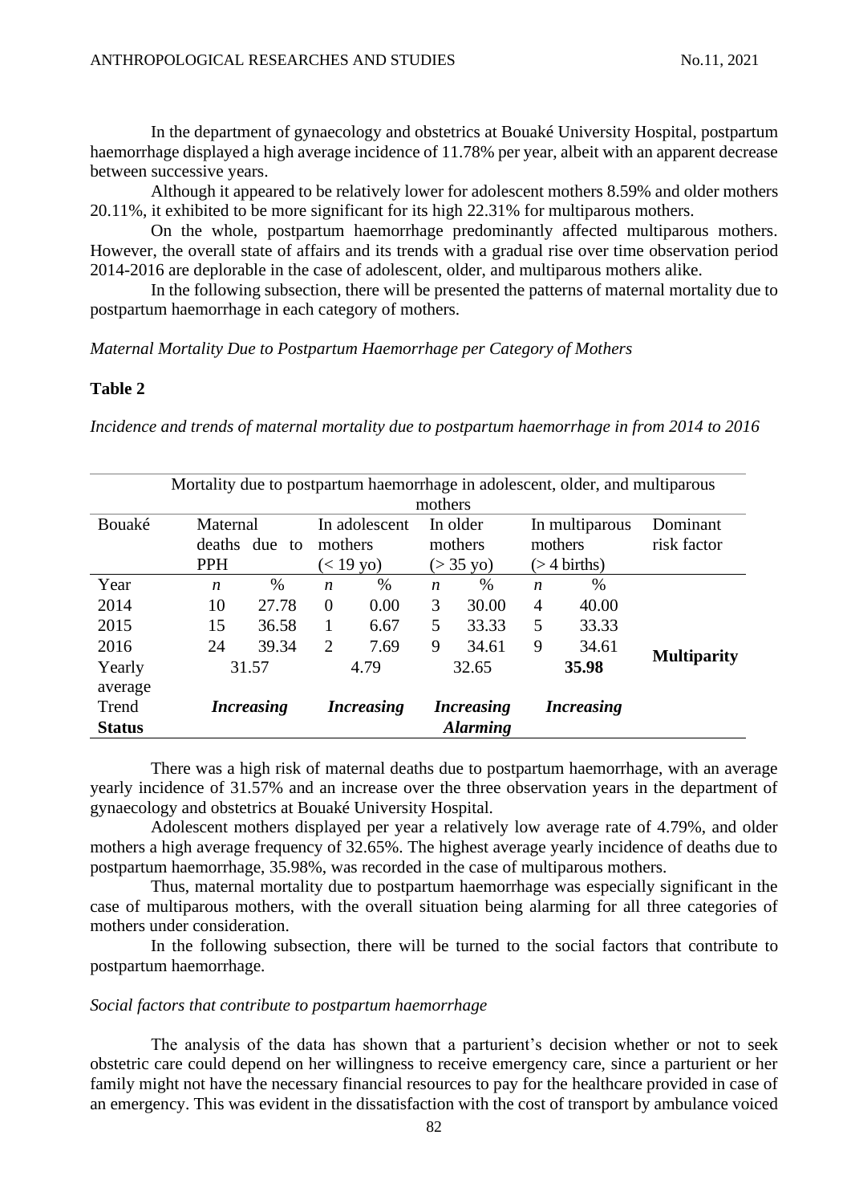In the department of gynaecology and obstetrics at Bouaké University Hospital, postpartum haemorrhage displayed a high average incidence of 11.78% per year, albeit with an apparent decrease between successive years.

Although it appeared to be relatively lower for adolescent mothers 8.59% and older mothers 20.11%, it exhibited to be more significant for its high 22.31% for multiparous mothers.

On the whole, postpartum haemorrhage predominantly affected multiparous mothers. However, the overall state of affairs and its trends with a gradual rise over time observation period 2014-2016 are deplorable in the case of adolescent, older, and multiparous mothers alike.

In the following subsection, there will be presented the patterns of maternal mortality due to postpartum haemorrhage in each category of mothers.

*Maternal Mortality Due to Postpartum Haemorrhage per Category of Mothers*

**Table 2**

*Incidence and trends of maternal mortality due to postpartum haemorrhage in from 2014 to 2016*

| | Mortality due to postpartum haemorrhage in adolescent, older, and multiparous mothers | | | | | | | | |
|---|---|---|---|---|---|---|---|---|---|
| Bouaké | Maternal deaths due to PPH | | In adolescent mothers (< 19 yo) | | In older mothers (> 35 yo) | | In multiparous mothers (> 4 births) | | Dominant risk factor |
| Year | *n* | % | *n* | % | *n* | % | *n* | % | |
| 2014 | 10 | 27.78 | 0 | 0.00 | 3 | 30.00 | 4 | 40.00 | **Multiparity** |
| 2015 | 15 | 36.58 | 1 | 6.67 | 5 | 33.33 | 5 | 33.33 | |
| 2016 | 24 | 39.34 | 2 | 7.69 | 9 | 34.61 | 9 | 34.61 | |
| Yearly average | 31.57 | | 4.79 | | 32.65 | | **35.98** | | |
| Trend | ***Increasing*** | | ***Increasing*** | | ***Increasing*** | | ***Increasing*** | | |
| **Status** | | | | | ***Alarming*** | | | | |

There was a high risk of maternal deaths due to postpartum haemorrhage, with an average yearly incidence of 31.57% and an increase over the three observation years in the department of gynaecology and obstetrics at Bouaké University Hospital.

Adolescent mothers displayed per year a relatively low average rate of 4.79%, and older mothers a high average frequency of 32.65%. The highest average yearly incidence of deaths due to postpartum haemorrhage, 35.98%, was recorded in the case of multiparous mothers.

Thus, maternal mortality due to postpartum haemorrhage was especially significant in the case of multiparous mothers, with the overall situation being alarming for all three categories of mothers under consideration.

In the following subsection, there will be turned to the social factors that contribute to postpartum haemorrhage.

*Social factors that contribute to postpartum haemorrhage*

The analysis of the data has shown that a parturient's decision whether or not to seek obstetric care could depend on her willingness to receive emergency care, since a parturient or her family might not have the necessary financial resources to pay for the healthcare provided in case of an emergency. This was evident in the dissatisfaction with the cost of transport by ambulance voiced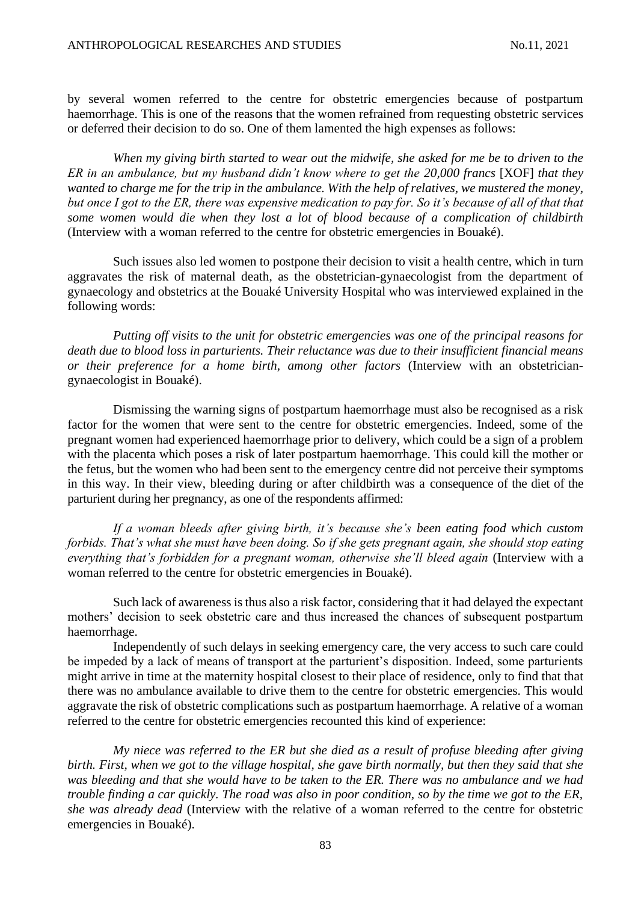by several women referred to the centre for obstetric emergencies because of postpartum haemorrhage. This is one of the reasons that the women refrained from requesting obstetric services or deferred their decision to do so. One of them lamented the high expenses as follows:

*When my giving birth started to wear out the midwife, she asked for me be to driven to the ER in an ambulance, but my husband didn't know where to get the 20,000 francs* [XOF] *that they wanted to charge me for the trip in the ambulance. With the help of relatives, we mustered the money, but once I got to the ER, there was expensive medication to pay for. So it's because of all of that that some women would die when they lost a lot of blood because of a complication of childbirth* (Interview with a woman referred to the centre for obstetric emergencies in Bouaké).

Such issues also led women to postpone their decision to visit a health centre, which in turn aggravates the risk of maternal death, as the obstetrician-gynaecologist from the department of gynaecology and obstetrics at the Bouaké University Hospital who was interviewed explained in the following words:

*Putting off visits to the unit for obstetric emergencies was one of the principal reasons for death due to blood loss in parturients. Their reluctance was due to their insufficient financial means or their preference for a home birth, among other factors* (Interview with an obstetrician-gynaecologist in Bouaké).

Dismissing the warning signs of postpartum haemorrhage must also be recognised as a risk factor for the women that were sent to the centre for obstetric emergencies. Indeed, some of the pregnant women had experienced haemorrhage prior to delivery, which could be a sign of a problem with the placenta which poses a risk of later postpartum haemorrhage. This could kill the mother or the fetus, but the women who had been sent to the emergency centre did not perceive their symptoms in this way. In their view, bleeding during or after childbirth was a consequence of the diet of the parturient during her pregnancy, as one of the respondents affirmed:

*If a woman bleeds after giving birth, it's because she's been eating food which custom forbids. That's what she must have been doing. So if she gets pregnant again, she should stop eating everything that's forbidden for a pregnant woman, otherwise she'll bleed again* (Interview with a woman referred to the centre for obstetric emergencies in Bouaké).

Such lack of awareness is thus also a risk factor, considering that it had delayed the expectant mothers' decision to seek obstetric care and thus increased the chances of subsequent postpartum haemorrhage.

Independently of such delays in seeking emergency care, the very access to such care could be impeded by a lack of means of transport at the parturient's disposition. Indeed, some parturients might arrive in time at the maternity hospital closest to their place of residence, only to find that that there was no ambulance available to drive them to the centre for obstetric emergencies. This would aggravate the risk of obstetric complications such as postpartum haemorrhage. A relative of a woman referred to the centre for obstetric emergencies recounted this kind of experience:

*My niece was referred to the ER but she died as a result of profuse bleeding after giving birth. First, when we got to the village hospital, she gave birth normally, but then they said that she was bleeding and that she would have to be taken to the ER. There was no ambulance and we had trouble finding a car quickly. The road was also in poor condition, so by the time we got to the ER, she was already dead* (Interview with the relative of a woman referred to the centre for obstetric emergencies in Bouaké).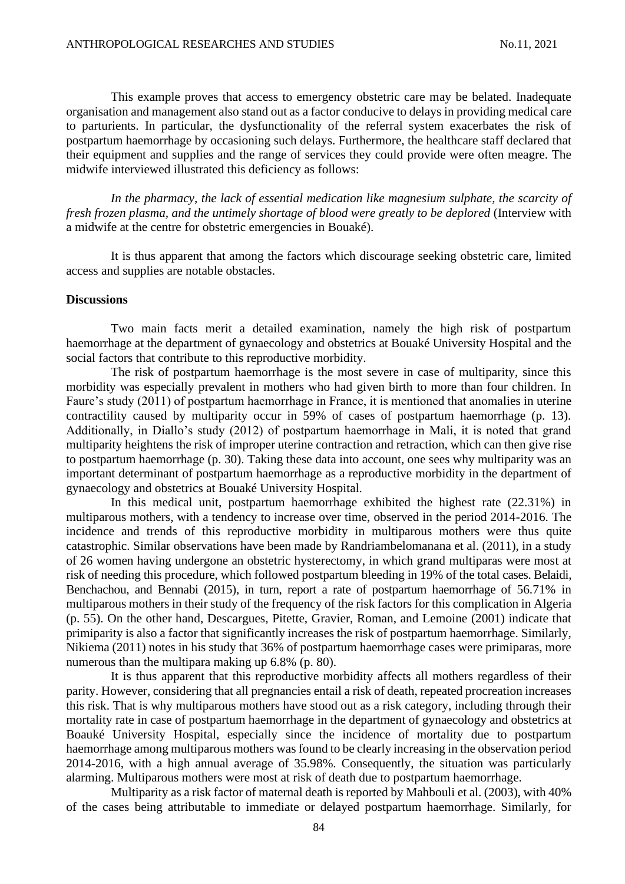This example proves that access to emergency obstetric care may be belated. Inadequate organisation and management also stand out as a factor conducive to delays in providing medical care to parturients. In particular, the dysfunctionality of the referral system exacerbates the risk of postpartum haemorrhage by occasioning such delays. Furthermore, the healthcare staff declared that their equipment and supplies and the range of services they could provide were often meagre. The midwife interviewed illustrated this deficiency as follows:

*In the pharmacy, the lack of essential medication like magnesium sulphate, the scarcity of fresh frozen plasma, and the untimely shortage of blood were greatly to be deplored* (Interview with a midwife at the centre for obstetric emergencies in Bouaké).

It is thus apparent that among the factors which discourage seeking obstetric care, limited access and supplies are notable obstacles.

**Discussions**

Two main facts merit a detailed examination, namely the high risk of postpartum haemorrhage at the department of gynaecology and obstetrics at Bouaké University Hospital and the social factors that contribute to this reproductive morbidity.

The risk of postpartum haemorrhage is the most severe in case of multiparity, since this morbidity was especially prevalent in mothers who had given birth to more than four children. In Faure's study (2011) of postpartum haemorrhage in France, it is mentioned that anomalies in uterine contractility caused by multiparity occur in 59% of cases of postpartum haemorrhage (p. 13). Additionally, in Diallo's study (2012) of postpartum haemorrhage in Mali, it is noted that grand multiparity heightens the risk of improper uterine contraction and retraction, which can then give rise to postpartum haemorrhage (p. 30). Taking these data into account, one sees why multiparity was an important determinant of postpartum haemorrhage as a reproductive morbidity in the department of gynaecology and obstetrics at Bouaké University Hospital.

In this medical unit, postpartum haemorrhage exhibited the highest rate (22.31%) in multiparous mothers, with a tendency to increase over time, observed in the period 2014-2016. The incidence and trends of this reproductive morbidity in multiparous mothers were thus quite catastrophic. Similar observations have been made by Randriambelomanana et al. (2011), in a study of 26 women having undergone an obstetric hysterectomy, in which grand multiparas were most at risk of needing this procedure, which followed postpartum bleeding in 19% of the total cases. Belaidi, Benchachou, and Bennabi (2015), in turn, report a rate of postpartum haemorrhage of 56.71% in multiparous mothers in their study of the frequency of the risk factors for this complication in Algeria (p. 55). On the other hand, Descargues, Pitette, Gravier, Roman, and Lemoine (2001) indicate that primiparity is also a factor that significantly increases the risk of postpartum haemorrhage. Similarly, Nikiema (2011) notes in his study that 36% of postpartum haemorrhage cases were primiparas, more numerous than the multipara making up 6.8% (p. 80).

It is thus apparent that this reproductive morbidity affects all mothers regardless of their parity. However, considering that all pregnancies entail a risk of death, repeated procreation increases this risk. That is why multiparous mothers have stood out as a risk category, including through their mortality rate in case of postpartum haemorrhage in the department of gynaecology and obstetrics at Boauké University Hospital, especially since the incidence of mortality due to postpartum haemorrhage among multiparous mothers was found to be clearly increasing in the observation period 2014-2016, with a high annual average of 35.98%. Consequently, the situation was particularly alarming. Multiparous mothers were most at risk of death due to postpartum haemorrhage.

Multiparity as a risk factor of maternal death is reported by Mahbouli et al. (2003), with 40% of the cases being attributable to immediate or delayed postpartum haemorrhage. Similarly, for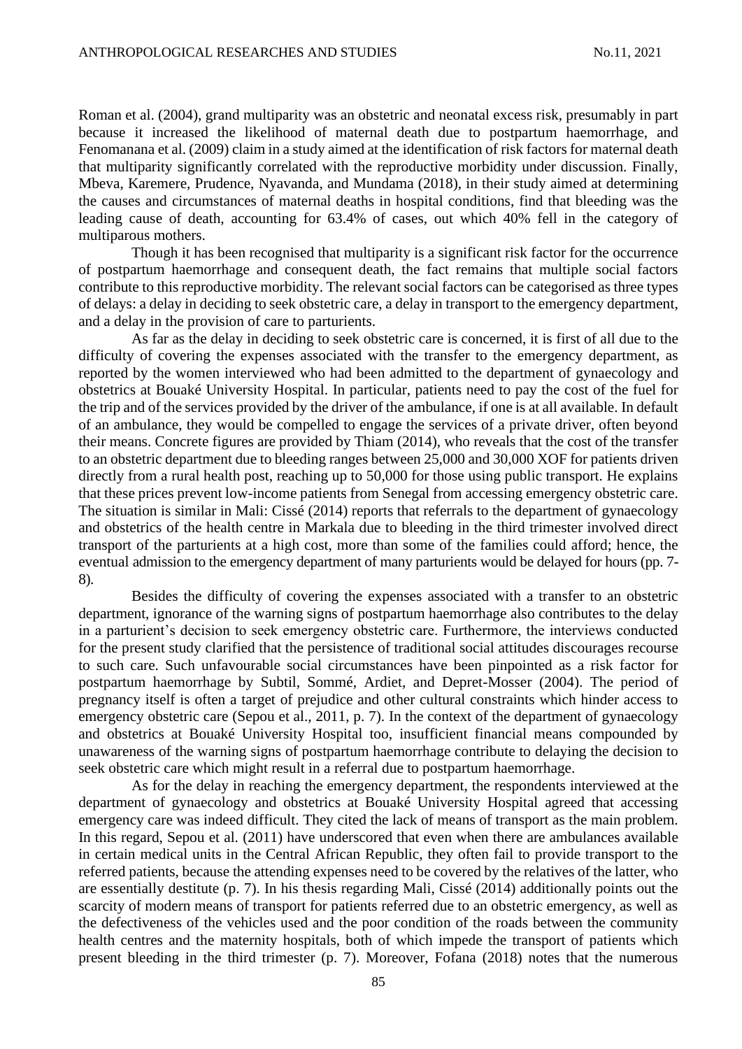Roman et al. (2004), grand multiparity was an obstetric and neonatal excess risk, presumably in part because it increased the likelihood of maternal death due to postpartum haemorrhage, and Fenomanana et al. (2009) claim in a study aimed at the identification of risk factors for maternal death that multiparity significantly correlated with the reproductive morbidity under discussion. Finally, Mbeva, Karemere, Prudence, Nyavanda, and Mundama (2018), in their study aimed at determining the causes and circumstances of maternal deaths in hospital conditions, find that bleeding was the leading cause of death, accounting for 63.4% of cases, out which 40% fell in the category of multiparous mothers.

Though it has been recognised that multiparity is a significant risk factor for the occurrence of postpartum haemorrhage and consequent death, the fact remains that multiple social factors contribute to this reproductive morbidity. The relevant social factors can be categorised as three types of delays: a delay in deciding to seek obstetric care, a delay in transport to the emergency department, and a delay in the provision of care to parturients.

As far as the delay in deciding to seek obstetric care is concerned, it is first of all due to the difficulty of covering the expenses associated with the transfer to the emergency department, as reported by the women interviewed who had been admitted to the department of gynaecology and obstetrics at Bouaké University Hospital. In particular, patients need to pay the cost of the fuel for the trip and of the services provided by the driver of the ambulance, if one is at all available. In default of an ambulance, they would be compelled to engage the services of a private driver, often beyond their means. Concrete figures are provided by Thiam (2014), who reveals that the cost of the transfer to an obstetric department due to bleeding ranges between 25,000 and 30,000 XOF for patients driven directly from a rural health post, reaching up to 50,000 for those using public transport. He explains that these prices prevent low-income patients from Senegal from accessing emergency obstetric care. The situation is similar in Mali: Cissé (2014) reports that referrals to the department of gynaecology and obstetrics of the health centre in Markala due to bleeding in the third trimester involved direct transport of the parturients at a high cost, more than some of the families could afford; hence, the eventual admission to the emergency department of many parturients would be delayed for hours (pp. 7-8).

Besides the difficulty of covering the expenses associated with a transfer to an obstetric department, ignorance of the warning signs of postpartum haemorrhage also contributes to the delay in a parturient's decision to seek emergency obstetric care. Furthermore, the interviews conducted for the present study clarified that the persistence of traditional social attitudes discourages recourse to such care. Such unfavourable social circumstances have been pinpointed as a risk factor for postpartum haemorrhage by Subtil, Sommé, Ardiet, and Depret-Mosser (2004). The period of pregnancy itself is often a target of prejudice and other cultural constraints which hinder access to emergency obstetric care (Sepou et al., 2011, p. 7). In the context of the department of gynaecology and obstetrics at Bouaké University Hospital too, insufficient financial means compounded by unawareness of the warning signs of postpartum haemorrhage contribute to delaying the decision to seek obstetric care which might result in a referral due to postpartum haemorrhage.

As for the delay in reaching the emergency department, the respondents interviewed at the department of gynaecology and obstetrics at Bouaké University Hospital agreed that accessing emergency care was indeed difficult. They cited the lack of means of transport as the main problem. In this regard, Sepou et al. (2011) have underscored that even when there are ambulances available in certain medical units in the Central African Republic, they often fail to provide transport to the referred patients, because the attending expenses need to be covered by the relatives of the latter, who are essentially destitute (p. 7). In his thesis regarding Mali, Cissé (2014) additionally points out the scarcity of modern means of transport for patients referred due to an obstetric emergency, as well as the defectiveness of the vehicles used and the poor condition of the roads between the community health centres and the maternity hospitals, both of which impede the transport of patients which present bleeding in the third trimester (p. 7). Moreover, Fofana (2018) notes that the numerous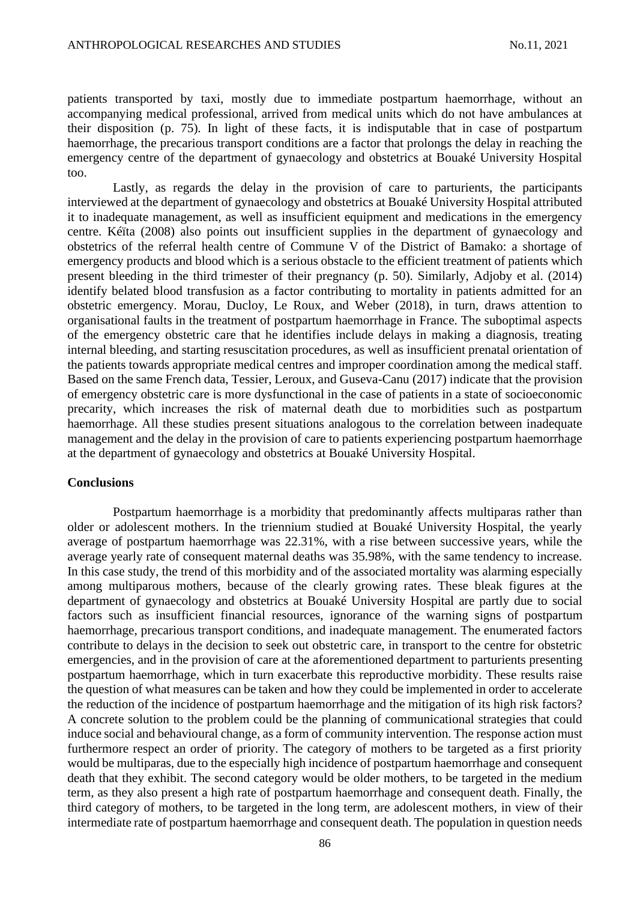patients transported by taxi, mostly due to immediate postpartum haemorrhage, without an accompanying medical professional, arrived from medical units which do not have ambulances at their disposition (p. 75). In light of these facts, it is indisputable that in case of postpartum haemorrhage, the precarious transport conditions are a factor that prolongs the delay in reaching the emergency centre of the department of gynaecology and obstetrics at Bouaké University Hospital too.

Lastly, as regards the delay in the provision of care to parturients, the participants interviewed at the department of gynaecology and obstetrics at Bouaké University Hospital attributed it to inadequate management, as well as insufficient equipment and medications in the emergency centre. Kéïta (2008) also points out insufficient supplies in the department of gynaecology and obstetrics of the referral health centre of Commune V of the District of Bamako: a shortage of emergency products and blood which is a serious obstacle to the efficient treatment of patients which present bleeding in the third trimester of their pregnancy (p. 50). Similarly, Adjoby et al. (2014) identify belated blood transfusion as a factor contributing to mortality in patients admitted for an obstetric emergency. Morau, Ducloy, Le Roux, and Weber (2018), in turn, draws attention to organisational faults in the treatment of postpartum haemorrhage in France. The suboptimal aspects of the emergency obstetric care that he identifies include delays in making a diagnosis, treating internal bleeding, and starting resuscitation procedures, as well as insufficient prenatal orientation of the patients towards appropriate medical centres and improper coordination among the medical staff. Based on the same French data, Tessier, Leroux, and Guseva-Canu (2017) indicate that the provision of emergency obstetric care is more dysfunctional in the case of patients in a state of socioeconomic precarity, which increases the risk of maternal death due to morbidities such as postpartum haemorrhage. All these studies present situations analogous to the correlation between inadequate management and the delay in the provision of care to patients experiencing postpartum haemorrhage at the department of gynaecology and obstetrics at Bouaké University Hospital.

**Conclusions**

Postpartum haemorrhage is a morbidity that predominantly affects multiparas rather than older or adolescent mothers. In the triennium studied at Bouaké University Hospital, the yearly average of postpartum haemorrhage was 22.31%, with a rise between successive years, while the average yearly rate of consequent maternal deaths was 35.98%, with the same tendency to increase. In this case study, the trend of this morbidity and of the associated mortality was alarming especially among multiparous mothers, because of the clearly growing rates. These bleak figures at the department of gynaecology and obstetrics at Bouaké University Hospital are partly due to social factors such as insufficient financial resources, ignorance of the warning signs of postpartum haemorrhage, precarious transport conditions, and inadequate management. The enumerated factors contribute to delays in the decision to seek out obstetric care, in transport to the centre for obstetric emergencies, and in the provision of care at the aforementioned department to parturients presenting postpartum haemorrhage, which in turn exacerbate this reproductive morbidity. These results raise the question of what measures can be taken and how they could be implemented in order to accelerate the reduction of the incidence of postpartum haemorrhage and the mitigation of its high risk factors? A concrete solution to the problem could be the planning of communicational strategies that could induce social and behavioural change, as a form of community intervention. The response action must furthermore respect an order of priority. The category of mothers to be targeted as a first priority would be multiparas, due to the especially high incidence of postpartum haemorrhage and consequent death that they exhibit. The second category would be older mothers, to be targeted in the medium term, as they also present a high rate of postpartum haemorrhage and consequent death. Finally, the third category of mothers, to be targeted in the long term, are adolescent mothers, in view of their intermediate rate of postpartum haemorrhage and consequent death. The population in question needs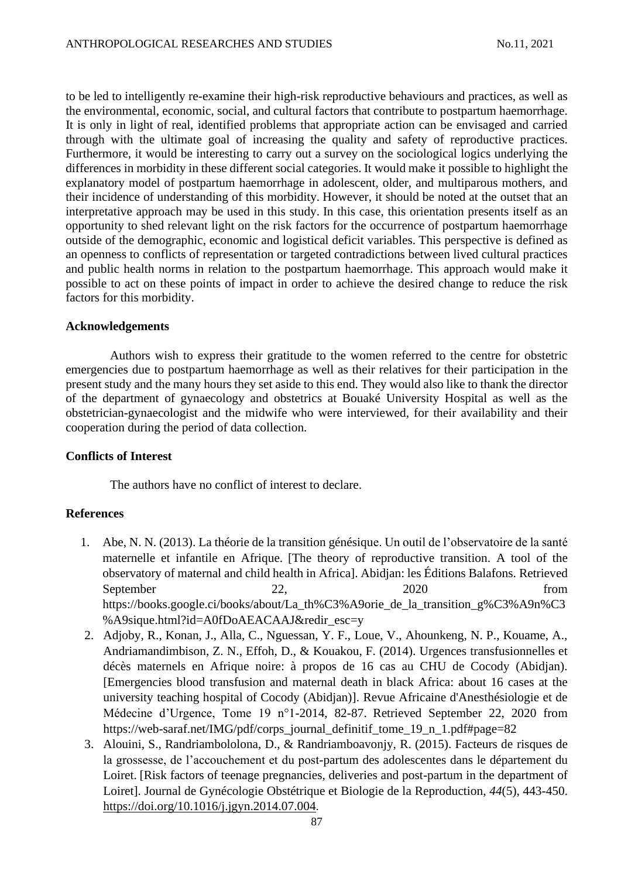to be led to intelligently re-examine their high-risk reproductive behaviours and practices, as well as the environmental, economic, social, and cultural factors that contribute to postpartum haemorrhage. It is only in light of real, identified problems that appropriate action can be envisaged and carried through with the ultimate goal of increasing the quality and safety of reproductive practices. Furthermore, it would be interesting to carry out a survey on the sociological logics underlying the differences in morbidity in these different social categories. It would make it possible to highlight the explanatory model of postpartum haemorrhage in adolescent, older, and multiparous mothers, and their incidence of understanding of this morbidity. However, it should be noted at the outset that an interpretative approach may be used in this study. In this case, this orientation presents itself as an opportunity to shed relevant light on the risk factors for the occurrence of postpartum haemorrhage outside of the demographic, economic and logistical deficit variables. This perspective is defined as an openness to conflicts of representation or targeted contradictions between lived cultural practices and public health norms in relation to the postpartum haemorrhage. This approach would make it possible to act on these points of impact in order to achieve the desired change to reduce the risk factors for this morbidity.

### Acknowledgements

Authors wish to express their gratitude to the women referred to the centre for obstetric emergencies due to postpartum haemorrhage as well as their relatives for their participation in the present study and the many hours they set aside to this end. They would also like to thank the director of the department of gynaecology and obstetrics at Bouaké University Hospital as well as the obstetrician-gynaecologist and the midwife who were interviewed, for their availability and their cooperation during the period of data collection.

### Conflicts of Interest

The authors have no conflict of interest to declare.

### References

1. Abe, N. N. (2013). La théorie de la transition génésique. Un outil de l'observatoire de la santé maternelle et infantile en Afrique. [The theory of reproductive transition. A tool of the observatory of maternal and child health in Africa]. Abidjan: les Éditions Balafons. Retrieved September 22, 2020 from https://books.google.ci/books/about/La_th%C3%A9orie_de_la_transition_g%C3%A9n%C3%A9sique.html?id=A0fDoAEACAAJ&redir_esc=y
2. Adjoby, R., Konan, J., Alla, C., Nguessan, Y. F., Loue, V., Ahounkeng, N. P., Kouame, A., Andriamandimbison, Z. N., Effoh, D., & Kouakou, F. (2014). Urgences transfusionnelles et décès maternels en Afrique noire: à propos de 16 cas au CHU de Cocody (Abidjan). [Emergencies blood transfusion and maternal death in black Africa: about 16 cases at the university teaching hospital of Cocody (Abidjan)]. Revue Africaine d'Anesthésiologie et de Médecine d'Urgence, Tome 19 n°1-2014, 82-87. Retrieved September 22, 2020 from https://web-saraf.net/IMG/pdf/corps_journal_definitif_tome_19_n_1.pdf#page=82
3. Alouini, S., Randriambololona, D., & Randriamboavonjy, R. (2015). Facteurs de risques de la grossesse, de l'accouchement et du post-partum des adolescentes dans le département du Loiret. [Risk factors of teenage pregnancies, deliveries and post-partum in the department of Loiret]. Journal de Gynécologie Obstétrique et Biologie de la Reproduction, *44*(5), 443-450. https://doi.org/10.1016/j.jgyn.2014.07.004.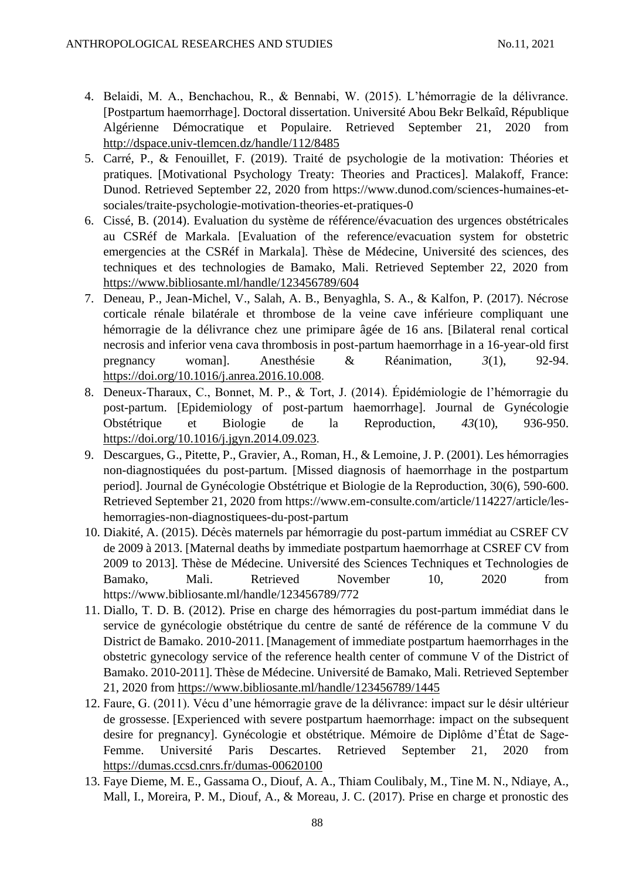4. Belaidi, M. A., Benchachou, R., & Bennabi, W. (2015). L'hémorragie de la délivrance. [Postpartum haemorrhage]. Doctoral dissertation. Université Abou Bekr Belkaîd, République Algérienne Démocratique et Populaire. Retrieved September 21, 2020 from http://dspace.univ-tlemcen.dz/handle/112/8485
5. Carré, P., & Fenouillet, F. (2019). Traité de psychologie de la motivation: Théories et pratiques. [Motivational Psychology Treaty: Theories and Practices]. Malakoff, France: Dunod. Retrieved September 22, 2020 from https://www.dunod.com/sciences-humaines-et-sociales/traite-psychologie-motivation-theories-et-pratiques-0
6. Cissé, B. (2014). Evaluation du système de référence/évacuation des urgences obstétricales au CSRéf de Markala. [Evaluation of the reference/evacuation system for obstetric emergencies at the CSRéf in Markala]. Thèse de Médecine, Université des sciences, des techniques et des technologies de Bamako, Mali. Retrieved September 22, 2020 from https://www.bibliosante.ml/handle/123456789/604
7. Deneau, P., Jean-Michel, V., Salah, A. B., Benyaghla, S. A., & Kalfon, P. (2017). Nécrose corticale rénale bilatérale et thrombose de la veine cave inférieure compliquant une hémorragie de la délivrance chez une primipare âgée de 16 ans. [Bilateral renal cortical necrosis and inferior vena cava thrombosis in post-partum haemorrhage in a 16-year-old first pregnancy woman]. Anesthésie & Réanimation, *3*(1), 92-94. https://doi.org/10.1016/j.anrea.2016.10.008.
8. Deneux-Tharaux, C., Bonnet, M. P., & Tort, J. (2014). Épidémiologie de l'hémorragie du post-partum. [Epidemiology of post-partum haemorrhage]. Journal de Gynécologie Obstétrique et Biologie de la Reproduction, *43*(10), 936-950. https://doi.org/10.1016/j.jgyn.2014.09.023.
9. Descargues, G., Pitette, P., Gravier, A., Roman, H., & Lemoine, J. P. (2001). Les hémorragies non-diagnostiquées du post-partum. [Missed diagnosis of haemorrhage in the postpartum period]. Journal de Gynécologie Obstétrique et Biologie de la Reproduction, 30(6), 590-600. Retrieved September 21, 2020 from https://www.em-consulte.com/article/114227/article/les-hemorragies-non-diagnostiquees-du-post-partum
10. Diakité, A. (2015). Décès maternels par hémorragie du post-partum immédiat au CSREF CV de 2009 à 2013. [Maternal deaths by immediate postpartum haemorrhage at CSREF CV from 2009 to 2013]. Thèse de Médecine. Université des Sciences Techniques et Technologies de Bamako, Mali. Retrieved November 10, 2020 from https://www.bibliosante.ml/handle/123456789/772
11. Diallo, T. D. B. (2012). Prise en charge des hémorragies du post-partum immédiat dans le service de gynécologie obstétrique du centre de santé de référence de la commune V du District de Bamako. 2010-2011. [Management of immediate postpartum haemorrhages in the obstetric gynecology service of the reference health center of commune V of the District of Bamako. 2010-2011]. Thèse de Médecine. Université de Bamako, Mali. Retrieved September 21, 2020 from https://www.bibliosante.ml/handle/123456789/1445
12. Faure, G. (2011). Vécu d'une hémorragie grave de la délivrance: impact sur le désir ultérieur de grossesse. [Experienced with severe postpartum haemorrhage: impact on the subsequent desire for pregnancy]. Gynécologie et obstétrique. Mémoire de Diplôme d'État de Sage-Femme. Université Paris Descartes. Retrieved September 21, 2020 from https://dumas.ccsd.cnrs.fr/dumas-00620100
13. Faye Dieme, M. E., Gassama O., Diouf, A. A., Thiam Coulibaly, M., Tine M. N., Ndiaye, A., Mall, I., Moreira, P. M., Diouf, A., & Moreau, J. C. (2017). Prise en charge et pronostic des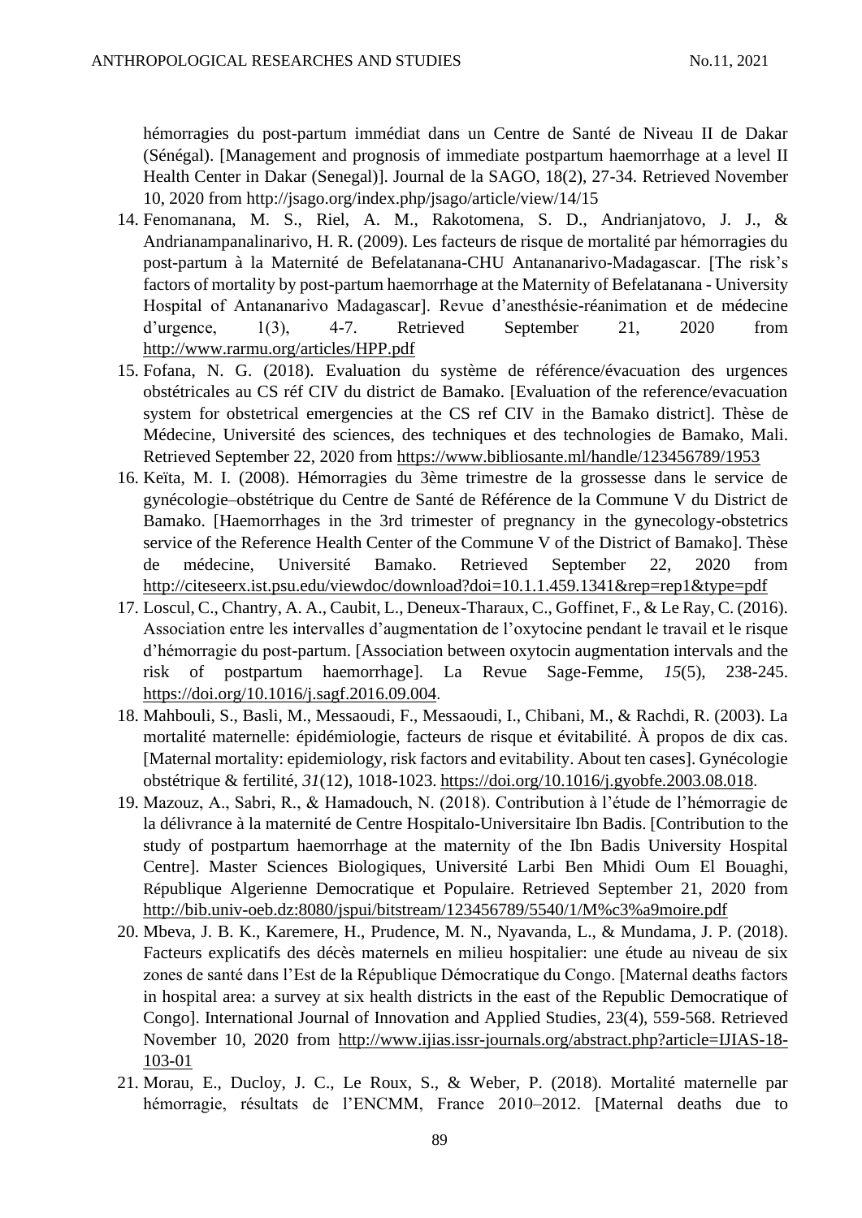hémorragies du post-partum immédiat dans un Centre de Santé de Niveau II de Dakar (Sénégal). [Management and prognosis of immediate postpartum haemorrhage at a level II Health Center in Dakar (Senegal)]. Journal de la SAGO, 18(2), 27-34. Retrieved November 10, 2020 from http://jsago.org/index.php/jsago/article/view/14/15

14. Fenomanana, M. S., Riel, A. M., Rakotomena, S. D., Andrianjatovo, J. J., & Andrianampanalinarivo, H. R. (2009). Les facteurs de risque de mortalité par hémorragies du post-partum à la Maternité de Befelatanana-CHU Antananarivo-Madagascar. [The risk's factors of mortality by post-partum haemorrhage at the Maternity of Befelatanana - University Hospital of Antananarivo Madagascar]. Revue d'anesthésie-réanimation et de médecine d'urgence, 1(3), 4-7. Retrieved September 21, 2020 from http://www.rarmu.org/articles/HPP.pdf
15. Fofana, N. G. (2018). Evaluation du système de référence/évacuation des urgences obstétricales au CS réf CIV du district de Bamako. [Evaluation of the reference/evacuation system for obstetrical emergencies at the CS ref CIV in the Bamako district]. Thèse de Médecine, Université des sciences, des techniques et des technologies de Bamako, Mali. Retrieved September 22, 2020 from https://www.bibliosante.ml/handle/123456789/1953
16. Keïta, M. I. (2008). Hémorragies du 3ème trimestre de la grossesse dans le service de gynécologie–obstétrique du Centre de Santé de Référence de la Commune V du District de Bamako. [Haemorrhages in the 3rd trimester of pregnancy in the gynecology-obstetrics service of the Reference Health Center of the Commune V of the District of Bamako]. Thèse de médecine, Université Bamako. Retrieved September 22, 2020 from http://citeseerx.ist.psu.edu/viewdoc/download?doi=10.1.1.459.1341&rep=rep1&type=pdf
17. Loscul, C., Chantry, A. A., Caubit, L., Deneux-Tharaux, C., Goffinet, F., & Le Ray, C. (2016). Association entre les intervalles d'augmentation de l'oxytocine pendant le travail et le risque d'hémorragie du post-partum. [Association between oxytocin augmentation intervals and the risk of postpartum haemorrhage]. La Revue Sage-Femme, *15*(5), 238-245. https://doi.org/10.1016/j.sagf.2016.09.004.
18. Mahbouli, S., Basli, M., Messaoudi, F., Messaoudi, I., Chibani, M., & Rachdi, R. (2003). La mortalité maternelle: épidémiologie, facteurs de risque et évitabilité. À propos de dix cas. [Maternal mortality: epidemiology, risk factors and evitability. About ten cases]. Gynécologie obstétrique & fertilité, *31*(12), 1018-1023. https://doi.org/10.1016/j.gyobfe.2003.08.018.
19. Mazouz, A., Sabri, R., & Hamadouch, N. (2018). Contribution à l'étude de l'hémorragie de la délivrance à la maternité de Centre Hospitalo-Universitaire Ibn Badis. [Contribution to the study of postpartum haemorrhage at the maternity of the Ibn Badis University Hospital Centre]. Master Sciences Biologiques, Université Larbi Ben Mhidi Oum El Bouaghi, République Algerienne Democratique et Populaire. Retrieved September 21, 2020 from http://bib.univ-oeb.dz:8080/jspui/bitstream/123456789/5540/1/M%c3%a9moire.pdf
20. Mbeva, J. B. K., Karemere, H., Prudence, M. N., Nyavanda, L., & Mundama, J. P. (2018). Facteurs explicatifs des décès maternels en milieu hospitalier: une étude au niveau de six zones de santé dans l'Est de la République Démocratique du Congo. [Maternal deaths factors in hospital area: a survey at six health districts in the east of the Republic Democratique of Congo]. International Journal of Innovation and Applied Studies, 23(4), 559-568. Retrieved November 10, 2020 from http://www.ijias.issr-journals.org/abstract.php?article=IJIAS-18-103-01
21. Morau, E., Ducloy, J. C., Le Roux, S., & Weber, P. (2018). Mortalité maternelle par hémorragie, résultats de l'ENCMM, France 2010–2012. [Maternal deaths due to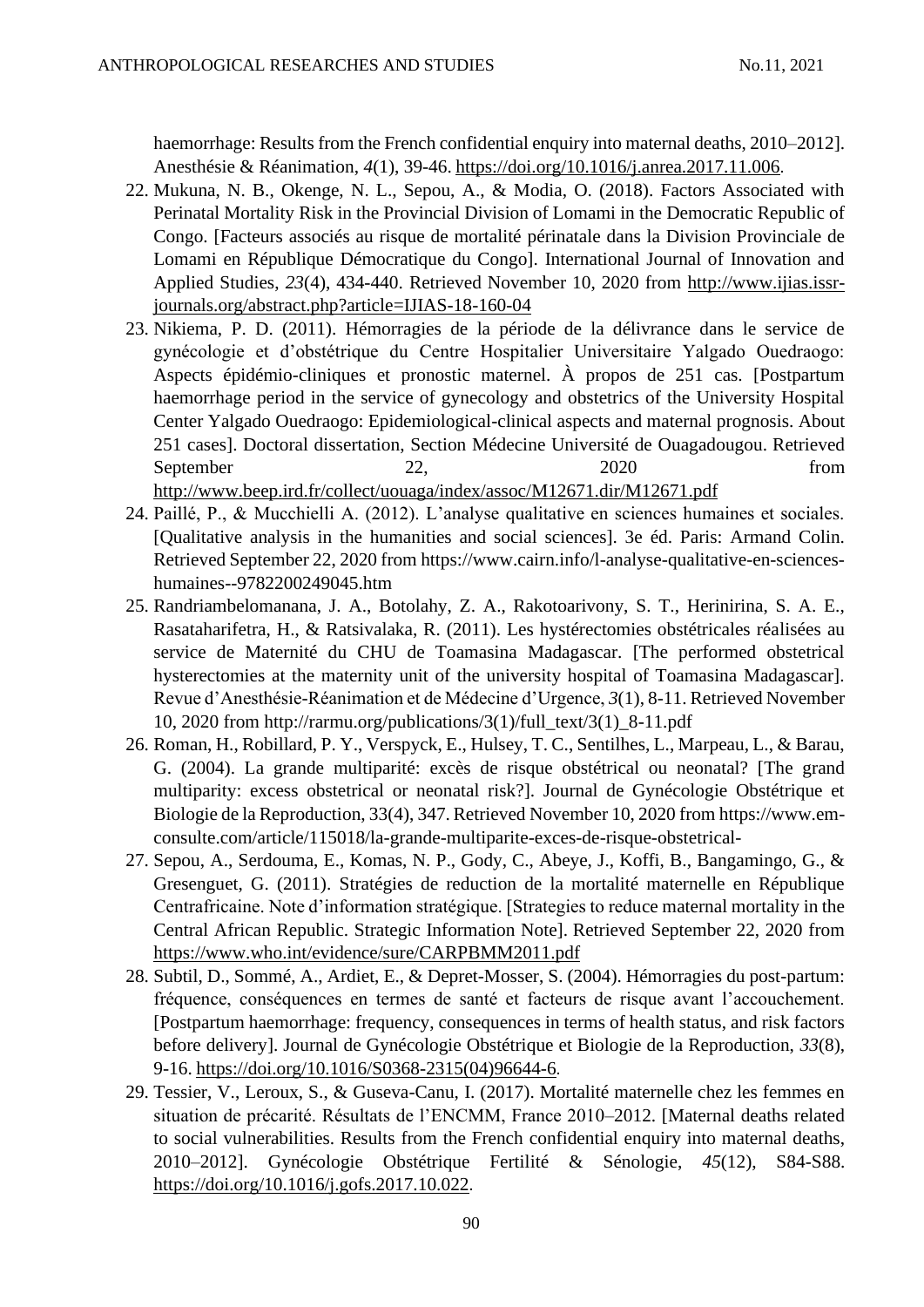haemorrhage: Results from the French confidential enquiry into maternal deaths, 2010–2012]. Anesthésie & Réanimation, *4*(1), 39-46. https://doi.org/10.1016/j.anrea.2017.11.006.

22. Mukuna, N. B., Okenge, N. L., Sepou, A., & Modia, O. (2018). Factors Associated with Perinatal Mortality Risk in the Provincial Division of Lomami in the Democratic Republic of Congo. [Facteurs associés au risque de mortalité périnatale dans la Division Provinciale de Lomami en République Démocratique du Congo]. International Journal of Innovation and Applied Studies, *23*(4), 434-440. Retrieved November 10, 2020 from http://www.ijias.issr-journals.org/abstract.php?article=IJIAS-18-160-04
23. Nikiema, P. D. (2011). Hémorragies de la période de la délivrance dans le service de gynécologie et d'obstétrique du Centre Hospitalier Universitaire Yalgado Ouedraogo: Aspects épidémio-cliniques et pronostic maternel. À propos de 251 cas. [Postpartum haemorrhage period in the service of gynecology and obstetrics of the University Hospital Center Yalgado Ouedraogo: Epidemiological-clinical aspects and maternal prognosis. About 251 cases]. Doctoral dissertation, Section Médecine Université de Ouagadougou. Retrieved September 22, 2020 from http://www.beep.ird.fr/collect/uouaga/index/assoc/M12671.dir/M12671.pdf
24. Paillé, P., & Mucchielli A. (2012). L'analyse qualitative en sciences humaines et sociales. [Qualitative analysis in the humanities and social sciences]. 3e éd. Paris: Armand Colin. Retrieved September 22, 2020 from https://www.cairn.info/l-analyse-qualitative-en-sciences-humaines--9782200249045.htm
25. Randriambelomanana, J. A., Botolahy, Z. A., Rakotoarivony, S. T., Herinirina, S. A. E., Rasataharifetra, H., & Ratsivalaka, R. (2011). Les hystérectomies obstétricales réalisées au service de Maternité du CHU de Toamasina Madagascar. [The performed obstetrical hysterectomies at the maternity unit of the university hospital of Toamasina Madagascar]. Revue d'Anesthésie-Réanimation et de Médecine d'Urgence, *3*(1), 8-11. Retrieved November 10, 2020 from http://rarmu.org/publications/3(1)/full_text/3(1)_8-11.pdf
26. Roman, H., Robillard, P. Y., Verspyck, E., Hulsey, T. C., Sentilhes, L., Marpeau, L., & Barau, G. (2004). La grande multiparité: excès de risque obstétrical ou neonatal? [The grand multiparity: excess obstetrical or neonatal risk?]. Journal de Gynécologie Obstétrique et Biologie de la Reproduction, 33(4), 347. Retrieved November 10, 2020 from https://www.em-consulte.com/article/115018/la-grande-multiparite-exces-de-risque-obstetrical-
27. Sepou, A., Serdouma, E., Komas, N. P., Gody, C., Abeye, J., Koffi, B., Bangamingo, G., & Gresenguet, G. (2011). Stratégies de reduction de la mortalité maternelle en République Centrafricaine. Note d'information stratégique. [Strategies to reduce maternal mortality in the Central African Republic. Strategic Information Note]. Retrieved September 22, 2020 from https://www.who.int/evidence/sure/CARPBMM2011.pdf
28. Subtil, D., Sommé, A., Ardiet, E., & Depret-Mosser, S. (2004). Hémorragies du post-partum: fréquence, conséquences en termes de santé et facteurs de risque avant l'accouchement. [Postpartum haemorrhage: frequency, consequences in terms of health status, and risk factors before delivery]. Journal de Gynécologie Obstétrique et Biologie de la Reproduction, *33*(8), 9-16. https://doi.org/10.1016/S0368-2315(04)96644-6.
29. Tessier, V., Leroux, S., & Guseva-Canu, I. (2017). Mortalité maternelle chez les femmes en situation de précarité. Résultats de l'ENCMM, France 2010–2012. [Maternal deaths related to social vulnerabilities. Results from the French confidential enquiry into maternal deaths, 2010–2012]. Gynécologie Obstétrique Fertilité & Sénologie, *45*(12), S84-S88. https://doi.org/10.1016/j.gofs.2017.10.022.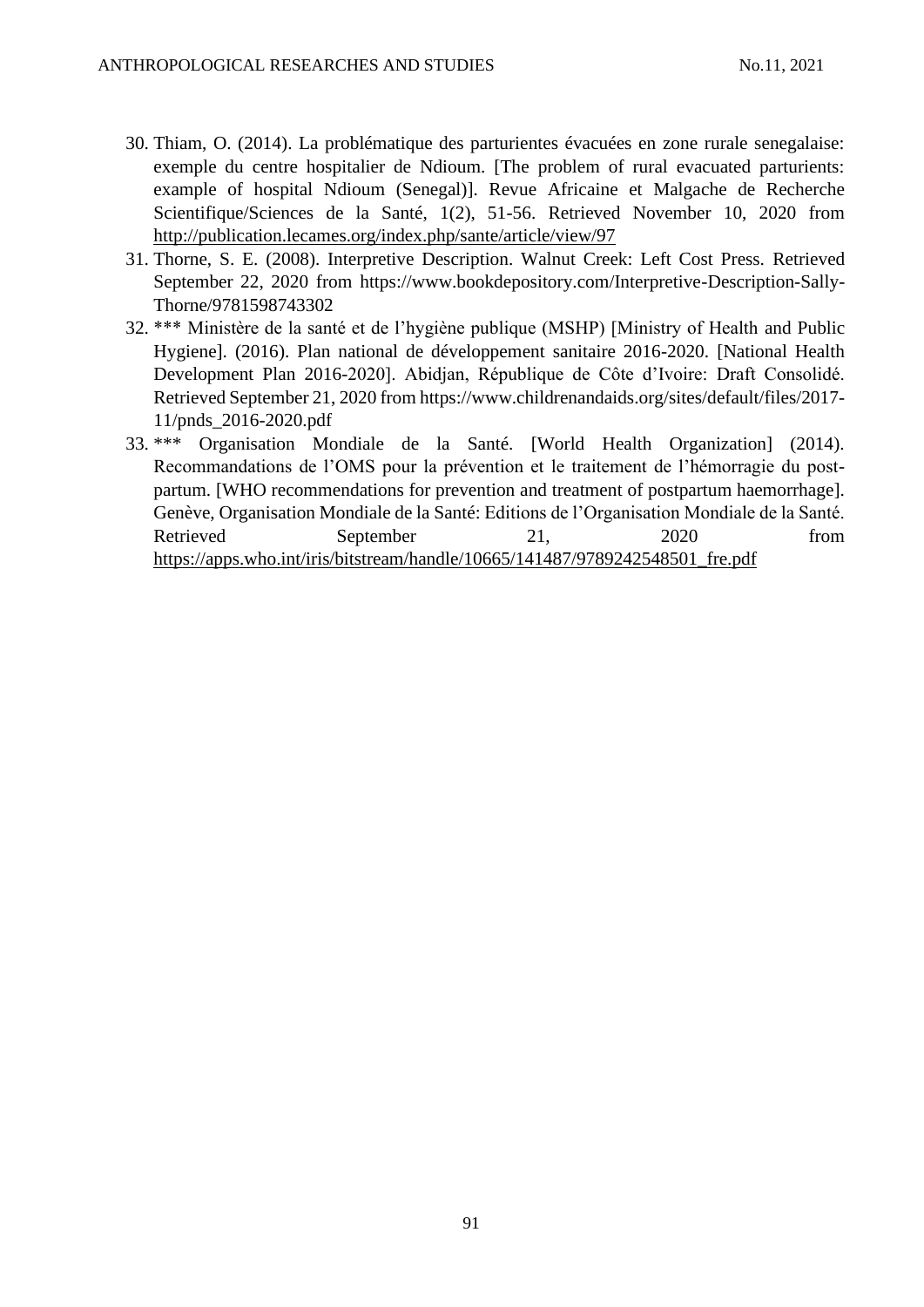30. Thiam, O. (2014). La problématique des parturientes évacuées en zone rurale senegalaise: exemple du centre hospitalier de Ndioum. [The problem of rural evacuated parturients: example of hospital Ndioum (Senegal)]. Revue Africaine et Malgache de Recherche Scientifique/Sciences de la Santé, 1(2), 51-56. Retrieved November 10, 2020 from http://publication.lecames.org/index.php/sante/article/view/97
31. Thorne, S. E. (2008). Interpretive Description. Walnut Creek: Left Cost Press. Retrieved September 22, 2020 from https://www.bookdepository.com/Interpretive-Description-Sally-Thorne/9781598743302
32. *** Ministère de la santé et de l'hygiène publique (MSHP) [Ministry of Health and Public Hygiene]. (2016). Plan national de développement sanitaire 2016-2020. [National Health Development Plan 2016-2020]. Abidjan, République de Côte d'Ivoire: Draft Consolidé. Retrieved September 21, 2020 from https://www.childrenandaids.org/sites/default/files/2017-11/pnds_2016-2020.pdf
33. *** Organisation Mondiale de la Santé. [World Health Organization] (2014). Recommandations de l'OMS pour la prévention et le traitement de l'hémorragie du post-partum. [WHO recommendations for prevention and treatment of postpartum haemorrhage]. Genève, Organisation Mondiale de la Santé: Editions de l'Organisation Mondiale de la Santé. Retrieved September 21, 2020 from https://apps.who.int/iris/bitstream/handle/10665/141487/9789242548501_fre.pdf